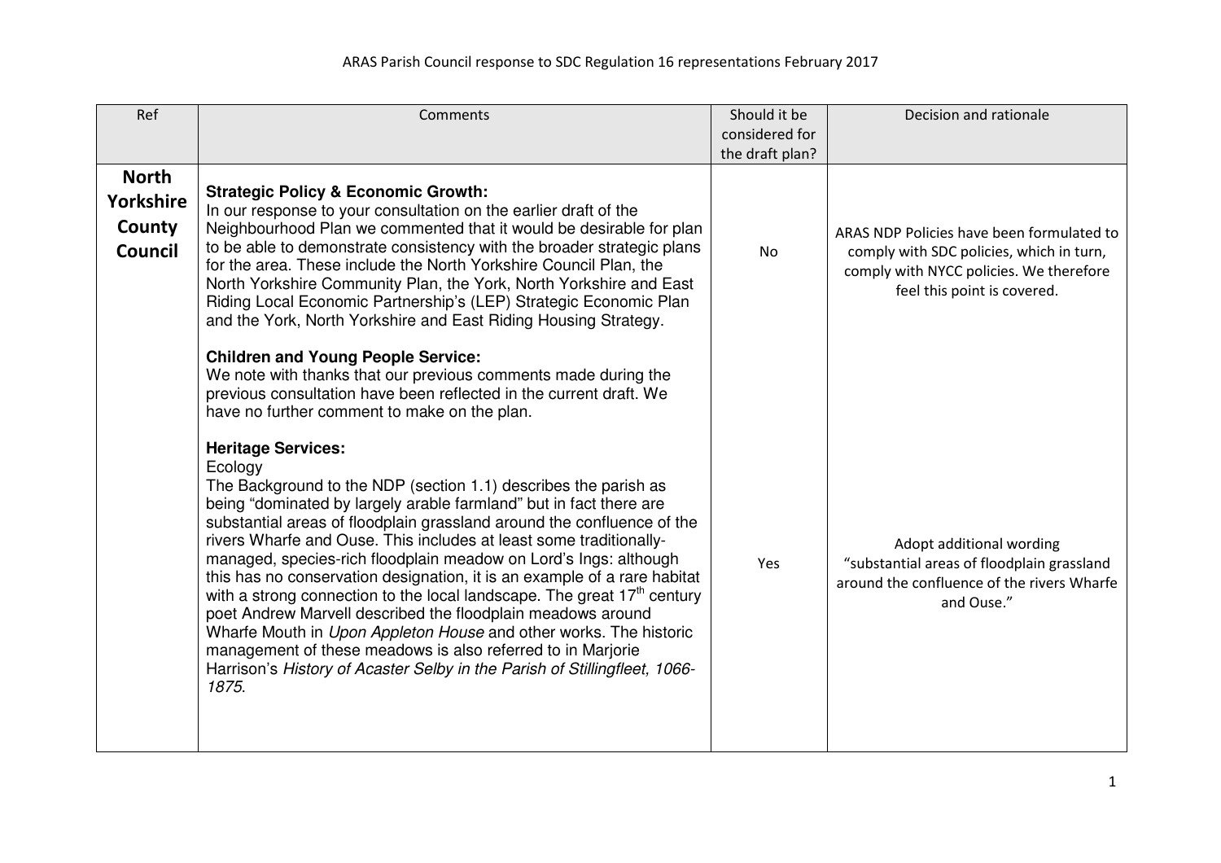ARAS Parish Council response to SDC Regulation 16 representations February 2017

| Ref | Comments | Should it be considered for the draft plan? | Decision and rationale |
|---|---|---|---|
| **North Yorkshire County Council** | **Strategic Policy & Economic Growth:**<br>In our response to your consultation on the earlier draft of the Neighbourhood Plan we commented that it would be desirable for plan to be able to demonstrate consistency with the broader strategic plans for the area. These include the North Yorkshire Council Plan, the North Yorkshire Community Plan, the York, North Yorkshire and East Riding Local Economic Partnership's (LEP) Strategic Economic Plan and the York, North Yorkshire and East Riding Housing Strategy. | No | ARAS NDP Policies have been formulated to comply with SDC policies, which in turn, comply with NYCC policies. We therefore feel this point is covered. |
| | **Children and Young People Service:**<br>We note with thanks that our previous comments made during the previous consultation have been reflected in the current draft. We have no further comment to make on the plan. | | |
| | **Heritage Services:**<br>Ecology<br>The Background to the NDP (section 1.1) describes the parish as being "dominated by largely arable farmland" but in fact there are substantial areas of floodplain grassland around the confluence of the rivers Wharfe and Ouse. This includes at least some traditionally-managed, species-rich floodplain meadow on Lord's Ings: although this has no conservation designation, it is an example of a rare habitat with a strong connection to the local landscape. The great 17th century poet Andrew Marvell described the floodplain meadows around Wharfe Mouth in *Upon Appleton House* and other works. The historic management of these meadows is also referred to in Marjorie Harrison's *History of Acaster Selby in the Parish of Stillingfleet, 1066-1875*. | Yes | Adopt additional wording "substantial areas of floodplain grassland around the confluence of the rivers Wharfe and Ouse." |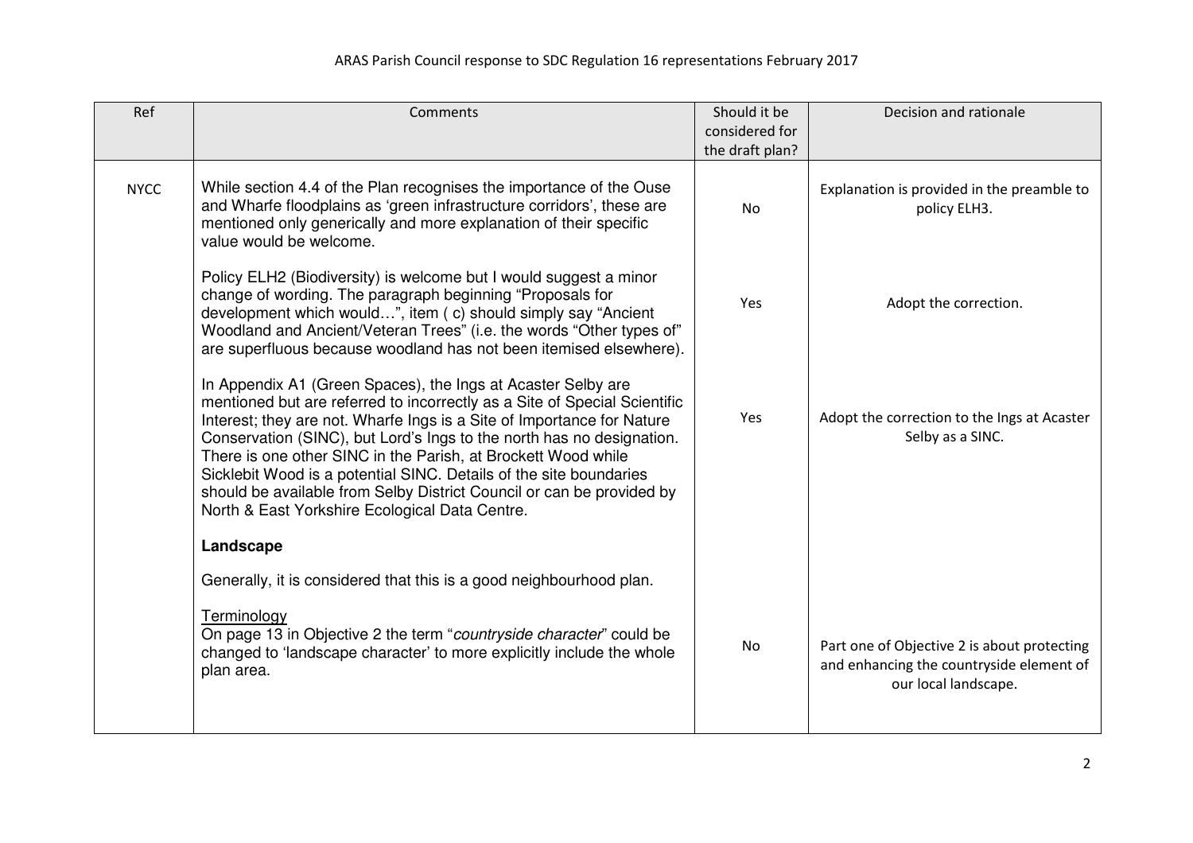ARAS Parish Council response to SDC Regulation 16 representations February 2017

| Ref | Comments | Should it be considered for the draft plan? | Decision and rationale |
|---|---|---|---|
| NYCC | While section 4.4 of the Plan recognises the importance of the Ouse and Wharfe floodplains as 'green infrastructure corridors', these are mentioned only generically and more explanation of their specific value would be welcome. | No | Explanation is provided in the preamble to policy ELH3. |
| | Policy ELH2 (Biodiversity) is welcome but I would suggest a minor change of wording. The paragraph beginning "Proposals for development which would…", item ( c) should simply say "Ancient Woodland and Ancient/Veteran Trees" (i.e. the words "Other types of" are superfluous because woodland has not been itemised elsewhere). | Yes | Adopt the correction. |
| | In Appendix A1 (Green Spaces), the Ings at Acaster Selby are mentioned but are referred to incorrectly as a Site of Special Scientific Interest; they are not. Wharfe Ings is a Site of Importance for Nature Conservation (SINC), but Lord's Ings to the north has no designation. There is one other SINC in the Parish, at Brockett Wood while Sicklebit Wood is a potential SINC. Details of the site boundaries should be available from Selby District Council or can be provided by North & East Yorkshire Ecological Data Centre. | Yes | Adopt the correction to the Ings at Acaster Selby as a SINC. |
| | **Landscape**<br><br>Generally, it is considered that this is a good neighbourhood plan. | | |
| | Terminology<br>On page 13 in Objective 2 the term "*countryside character*" could be changed to 'landscape character' to more explicitly include the whole plan area. | No | Part one of Objective 2 is about protecting and enhancing the countryside element of our local landscape. |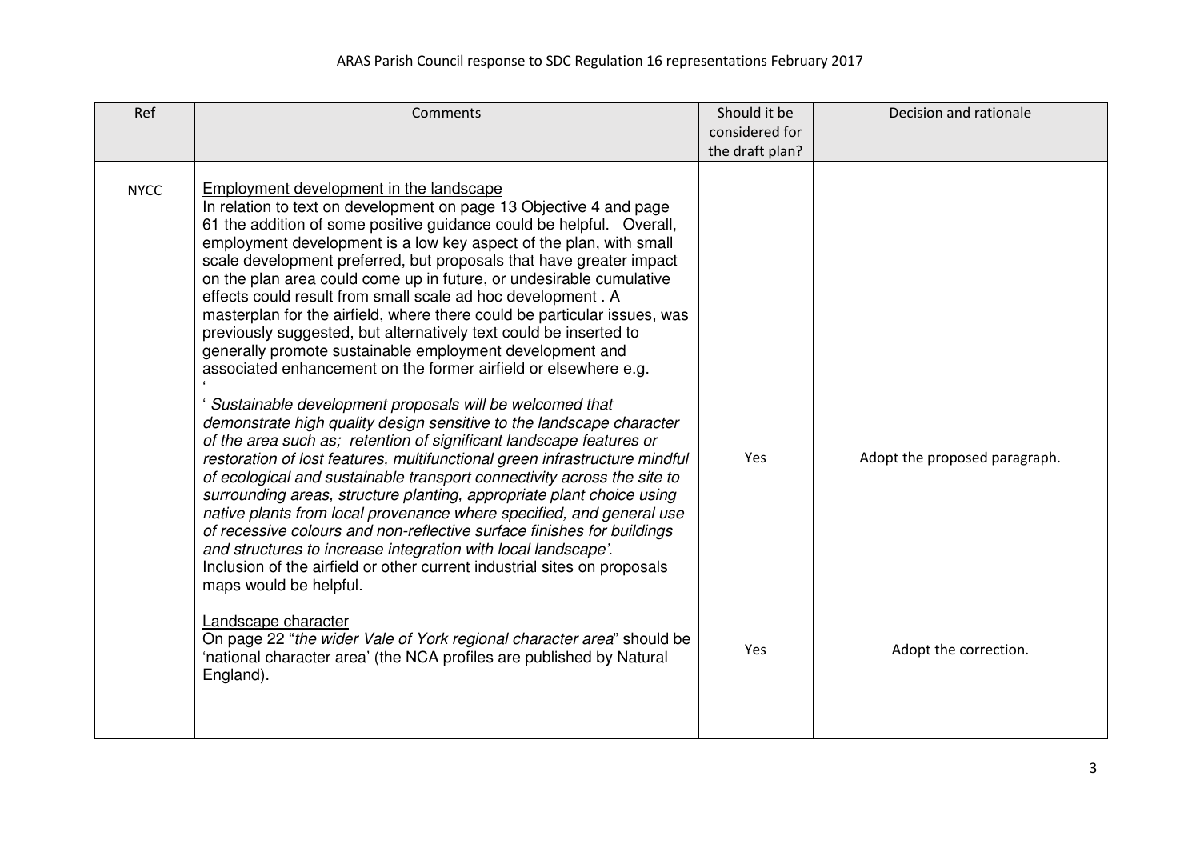ARAS Parish Council response to SDC Regulation 16 representations February 2017

| Ref | Comments | Should it be considered for the draft plan? | Decision and rationale |
|---|---|---|---|
| NYCC | Employment development in the landscape<br>In relation to text on development on page 13 Objective 4 and page 61 the addition of some positive guidance could be helpful. Overall, employment development is a low key aspect of the plan, with small scale development preferred, but proposals that have greater impact on the plan area could come up in future, or undesirable cumulative effects could result from small scale ad hoc development . A masterplan for the airfield, where there could be particular issues, was previously suggested, but alternatively text could be inserted to generally promote sustainable employment development and associated enhancement on the former airfield or elsewhere e.g.<br>'<br>' *Sustainable development proposals will be welcomed that demonstrate high quality design sensitive to the landscape character of the area such as; retention of significant landscape features or restoration of lost features, multifunctional green infrastructure mindful of ecological and sustainable transport connectivity across the site to surrounding areas, structure planting, appropriate plant choice using native plants from local provenance where specified, and general use of recessive colours and non-reflective surface finishes for buildings and structures to increase integration with local landscape'*.<br>Inclusion of the airfield or other current industrial sites on proposals maps would be helpful. | Yes | Adopt the proposed paragraph. |
| | Landscape character<br>On page 22 "*the wider Vale of York regional character area*" should be 'national character area' (the NCA profiles are published by Natural England). | Yes | Adopt the correction. |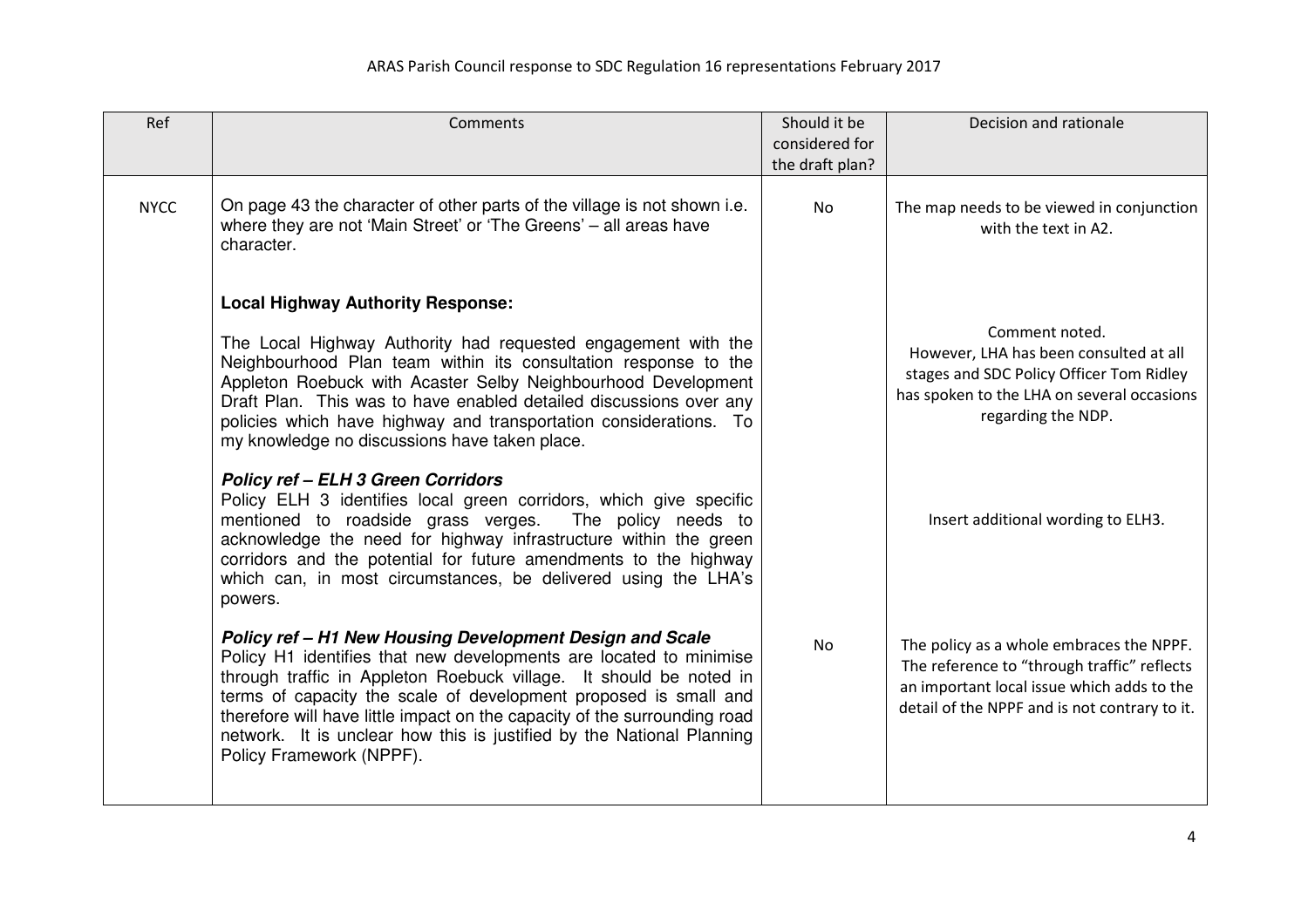ARAS Parish Council response to SDC Regulation 16 representations February 2017

| Ref | Comments | Should it be considered for the draft plan? | Decision and rationale |
| --- | --- | --- | --- |
| NYCC | On page 43 the character of other parts of the village is not shown i.e. where they are not 'Main Street' or 'The Greens' – all areas have character. | No | The map needs to be viewed in conjunction with the text in A2. |
| | **Local Highway Authority Response:**<br><br>The Local Highway Authority had requested engagement with the Neighbourhood Plan team within its consultation response to the Appleton Roebuck with Acaster Selby Neighbourhood Development Draft Plan. This was to have enabled detailed discussions over any policies which have highway and transportation considerations. To my knowledge no discussions have taken place. | | Comment noted.<br>However, LHA has been consulted at all stages and SDC Policy Officer Tom Ridley has spoken to the LHA on several occasions regarding the NDP. |
| | ***Policy ref – ELH 3 Green Corridors***<br>Policy ELH 3 identifies local green corridors, which give specific mentioned to roadside grass verges. The policy needs to acknowledge the need for highway infrastructure within the green corridors and the potential for future amendments to the highway which can, in most circumstances, be delivered using the LHA's powers. | | Insert additional wording to ELH3. |
| | ***Policy ref – H1 New Housing Development Design and Scale***<br>Policy H1 identifies that new developments are located to minimise through traffic in Appleton Roebuck village. It should be noted in terms of capacity the scale of development proposed is small and therefore will have little impact on the capacity of the surrounding road network. It is unclear how this is justified by the National Planning Policy Framework (NPPF). | No | The policy as a whole embraces the NPPF. The reference to "through traffic" reflects an important local issue which adds to the detail of the NPPF and is not contrary to it. |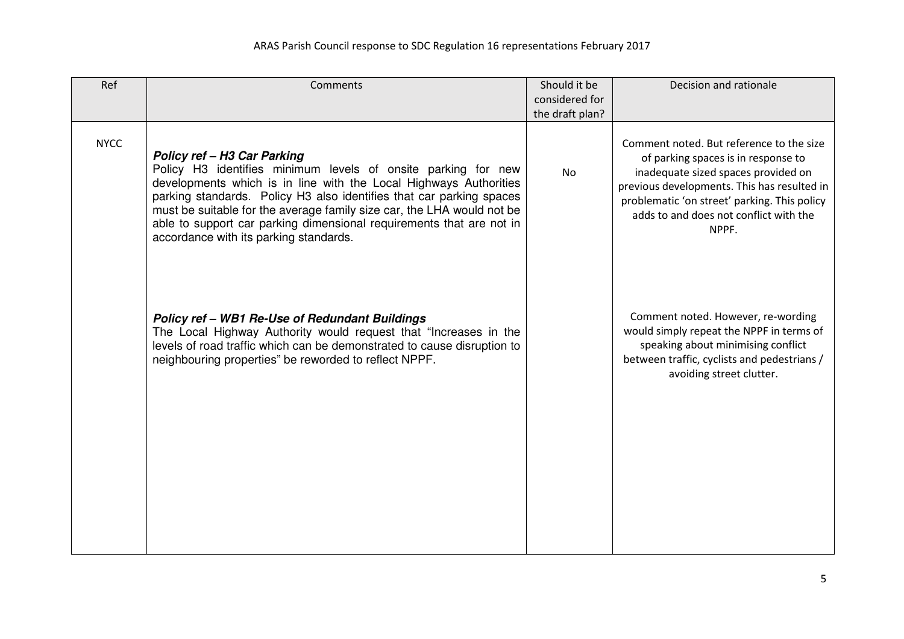ARAS Parish Council response to SDC Regulation 16 representations February 2017

| Ref | Comments | Should it be considered for the draft plan? | Decision and rationale |
| --- | --- | --- | --- |
| NYCC | ***Policy ref – H3 Car Parking*** Policy H3 identifies minimum levels of onsite parking for new developments which is in line with the Local Highways Authorities parking standards. Policy H3 also identifies that car parking spaces must be suitable for the average family size car, the LHA would not be able to support car parking dimensional requirements that are not in accordance with its parking standards. | No | Comment noted. But reference to the size of parking spaces is in response to inadequate sized spaces provided on previous developments. This has resulted in problematic 'on street' parking. This policy adds to and does not conflict with the NPPF. |
| | ***Policy ref – WB1 Re-Use of Redundant Buildings*** The Local Highway Authority would request that "Increases in the levels of road traffic which can be demonstrated to cause disruption to neighbouring properties" be reworded to reflect NPPF. | | Comment noted. However, re-wording would simply repeat the NPPF in terms of speaking about minimising conflict between traffic, cyclists and pedestrians / avoiding street clutter. |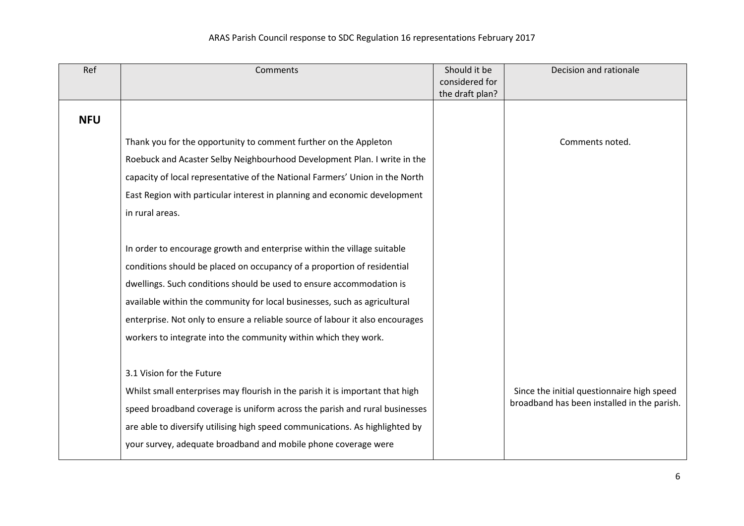ARAS Parish Council response to SDC Regulation 16 representations February 2017

| Ref | Comments | Should it be considered for the draft plan? | Decision and rationale |
|---|---|---|---|
| **NFU** | | | |
| | Thank you for the opportunity to comment further on the Appleton Roebuck and Acaster Selby Neighbourhood Development Plan. I write in the capacity of local representative of the National Farmers' Union in the North East Region with particular interest in planning and economic development in rural areas. | | Comments noted. |
| | In order to encourage growth and enterprise within the village suitable conditions should be placed on occupancy of a proportion of residential dwellings. Such conditions should be used to ensure accommodation is available within the community for local businesses, such as agricultural enterprise. Not only to ensure a reliable source of labour it also encourages workers to integrate into the community within which they work. | | |
| | 3.1 Vision for the Future<br>Whilst small enterprises may flourish in the parish it is important that high speed broadband coverage is uniform across the parish and rural businesses are able to diversify utilising high speed communications. As highlighted by your survey, adequate broadband and mobile phone coverage were | | Since the initial questionnaire high speed broadband has been installed in the parish. |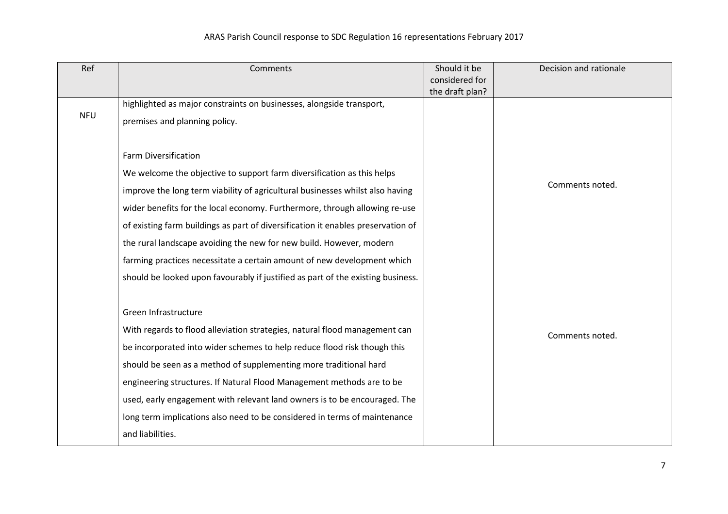ARAS Parish Council response to SDC Regulation 16 representations February 2017

| Ref | Comments | Should it be considered for the draft plan? | Decision and rationale |
|---|---|---|---|
| NFU | highlighted as major constraints on businesses, alongside transport, premises and planning policy. | | |
| | Farm Diversification<br>We welcome the objective to support farm diversification as this helps improve the long term viability of agricultural businesses whilst also having wider benefits for the local economy. Furthermore, through allowing re-use of existing farm buildings as part of diversification it enables preservation of the rural landscape avoiding the new for new build. However, modern farming practices necessitate a certain amount of new development which should be looked upon favourably if justified as part of the existing business. | | Comments noted. |
| | Green Infrastructure<br>With regards to flood alleviation strategies, natural flood management can be incorporated into wider schemes to help reduce flood risk though this should be seen as a method of supplementing more traditional hard engineering structures. If Natural Flood Management methods are to be used, early engagement with relevant land owners is to be encouraged. The long term implications also need to be considered in terms of maintenance and liabilities. | | Comments noted. |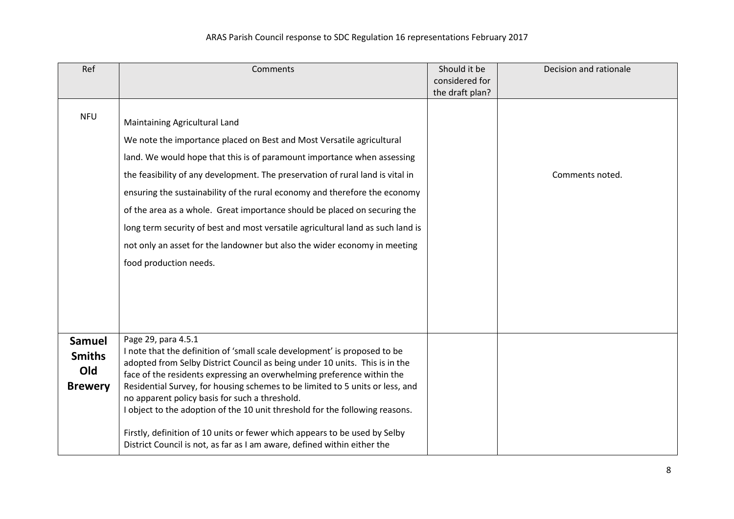| Ref | Comments | Should it be considered for the draft plan? | Decision and rationale |
|---|---|---|---|
| NFU | Maintaining Agricultural Land<br>We note the importance placed on Best and Most Versatile agricultural land. We would hope that this is of paramount importance when assessing the feasibility of any development. The preservation of rural land is vital in ensuring the sustainability of the rural economy and therefore the economy of the area as a whole. Great importance should be placed on securing the long term security of best and most versatile agricultural land as such land is not only an asset for the landowner but also the wider economy in meeting food production needs. | | Comments noted. |
| **Samuel Smiths Old Brewery** | Page 29, para 4.5.1<br>I note that the definition of 'small scale development' is proposed to be adopted from Selby District Council as being under 10 units. This is in the face of the residents expressing an overwhelming preference within the Residential Survey, for housing schemes to be limited to 5 units or less, and no apparent policy basis for such a threshold.<br>I object to the adoption of the 10 unit threshold for the following reasons.<br><br>Firstly, definition of 10 units or fewer which appears to be used by Selby District Council is not, as far as I am aware, defined within either the | | |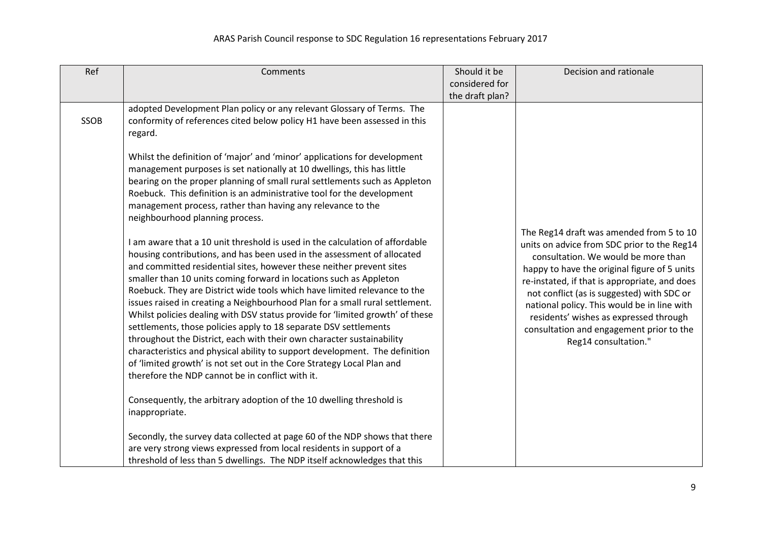| Ref | Comments | Should it be considered for the draft plan? | Decision and rationale |
| --- | --- | --- | --- |
| SSOB | adopted Development Plan policy or any relevant Glossary of Terms. The conformity of references cited below policy H1 have been assessed in this regard.<br><br>Whilst the definition of 'major' and 'minor' applications for development management purposes is set nationally at 10 dwellings, this has little bearing on the proper planning of small rural settlements such as Appleton Roebuck. This definition is an administrative tool for the development management process, rather than having any relevance to the neighbourhood planning process.<br><br>I am aware that a 10 unit threshold is used in the calculation of affordable housing contributions, and has been used in the assessment of allocated and committed residential sites, however these neither prevent sites smaller than 10 units coming forward in locations such as Appleton Roebuck. They are District wide tools which have limited relevance to the issues raised in creating a Neighbourhood Plan for a small rural settlement. Whilst policies dealing with DSV status provide for 'limited growth' of these settlements, those policies apply to 18 separate DSV settlements throughout the District, each with their own character sustainability characteristics and physical ability to support development. The definition of 'limited growth' is not set out in the Core Strategy Local Plan and therefore the NDP cannot be in conflict with it.<br><br>Consequently, the arbitrary adoption of the 10 dwelling threshold is inappropriate.<br><br>Secondly, the survey data collected at page 60 of the NDP shows that there are very strong views expressed from local residents in support of a threshold of less than 5 dwellings. The NDP itself acknowledges that this | | The Reg14 draft was amended from 5 to 10 units on advice from SDC prior to the Reg14 consultation. We would be more than happy to have the original figure of 5 units re-instated, if that is appropriate, and does not conflict (as is suggested) with SDC or national policy. This would be in line with residents' wishes as expressed through consultation and engagement prior to the Reg14 consultation." |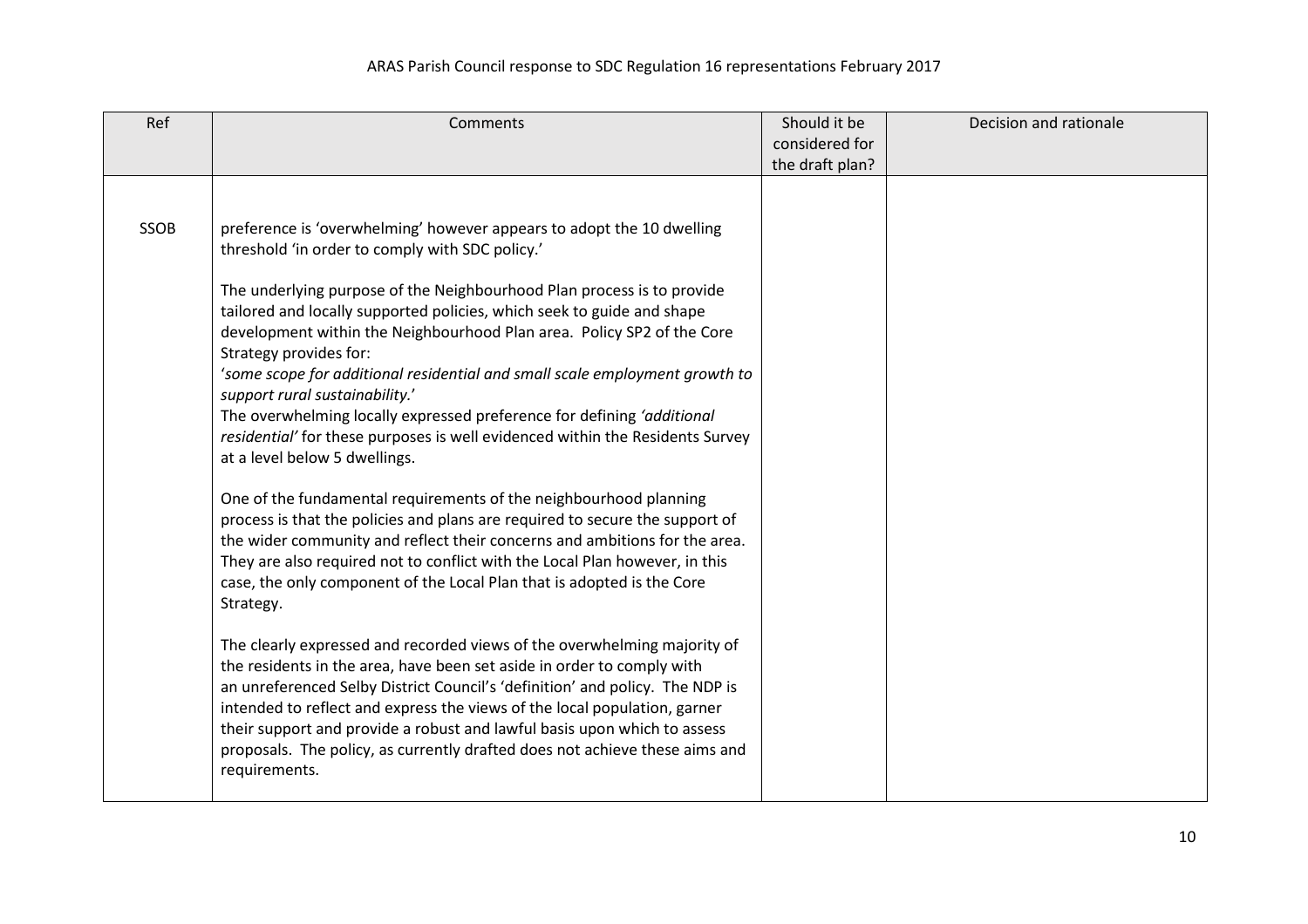ARAS Parish Council response to SDC Regulation 16 representations February 2017

| Ref | Comments | Should it be considered for the draft plan? | Decision and rationale |
|---|---|---|---|
| SSOB | preference is 'overwhelming' however appears to adopt the 10 dwelling threshold 'in order to comply with SDC policy.'<br><br>The underlying purpose of the Neighbourhood Plan process is to provide tailored and locally supported policies, which seek to guide and shape development within the Neighbourhood Plan area. Policy SP2 of the Core Strategy provides for:<br>'*some scope for additional residential and small scale employment growth to support rural sustainability.*'<br>The overwhelming locally expressed preference for defining *'additional residential'* for these purposes is well evidenced within the Residents Survey at a level below 5 dwellings.<br><br>One of the fundamental requirements of the neighbourhood planning process is that the policies and plans are required to secure the support of the wider community and reflect their concerns and ambitions for the area. They are also required not to conflict with the Local Plan however, in this case, the only component of the Local Plan that is adopted is the Core Strategy.<br><br>The clearly expressed and recorded views of the overwhelming majority of the residents in the area, have been set aside in order to comply with an unreferenced Selby District Council's 'definition' and policy. The NDP is intended to reflect and express the views of the local population, garner their support and provide a robust and lawful basis upon which to assess proposals. The policy, as currently drafted does not achieve these aims and requirements. | | |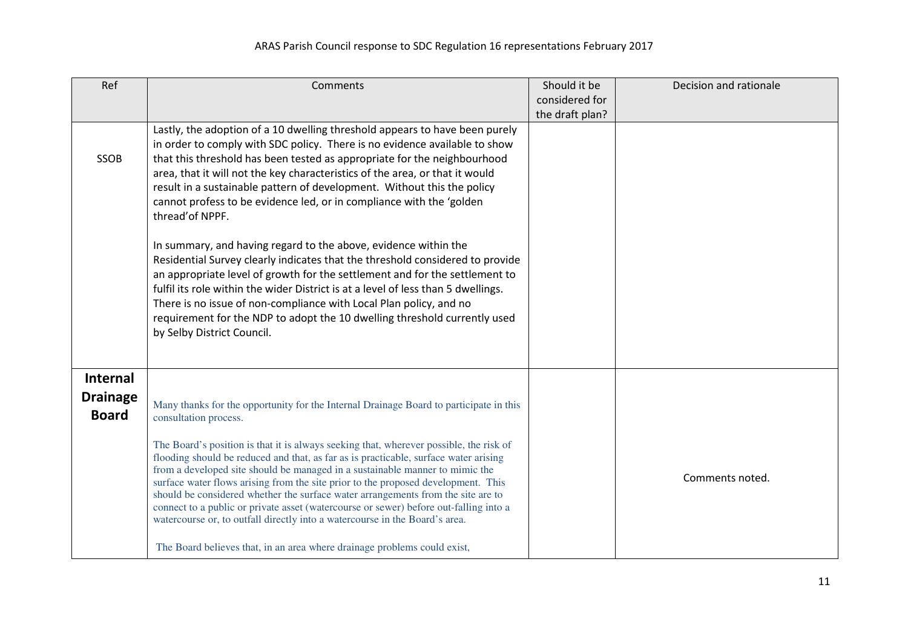| Ref | Comments | Should it be considered for the draft plan? | Decision and rationale |
|---|---|---|---|
| SSOB | Lastly, the adoption of a 10 dwelling threshold appears to have been purely in order to comply with SDC policy. There is no evidence available to show that this threshold has been tested as appropriate for the neighbourhood area, that it will not the key characteristics of the area, or that it would result in a sustainable pattern of development. Without this the policy cannot profess to be evidence led, or in compliance with the 'golden thread'of NPPF.<br><br>In summary, and having regard to the above, evidence within the Residential Survey clearly indicates that the threshold considered to provide an appropriate level of growth for the settlement and for the settlement to fulfil its role within the wider District is at a level of less than 5 dwellings. There is no issue of non-compliance with Local Plan policy, and no requirement for the NDP to adopt the 10 dwelling threshold currently used by Selby District Council. | | |
| **Internal Drainage Board** | Many thanks for the opportunity for the Internal Drainage Board to participate in this consultation process.<br><br>The Board's position is that it is always seeking that, wherever possible, the risk of flooding should be reduced and that, as far as is practicable, surface water arising from a developed site should be managed in a sustainable manner to mimic the surface water flows arising from the site prior to the proposed development. This should be considered whether the surface water arrangements from the site are to connect to a public or private asset (watercourse or sewer) before out-falling into a watercourse or, to outfall directly into a watercourse in the Board's area.<br><br>The Board believes that, in an area where drainage problems could exist, | | Comments noted. |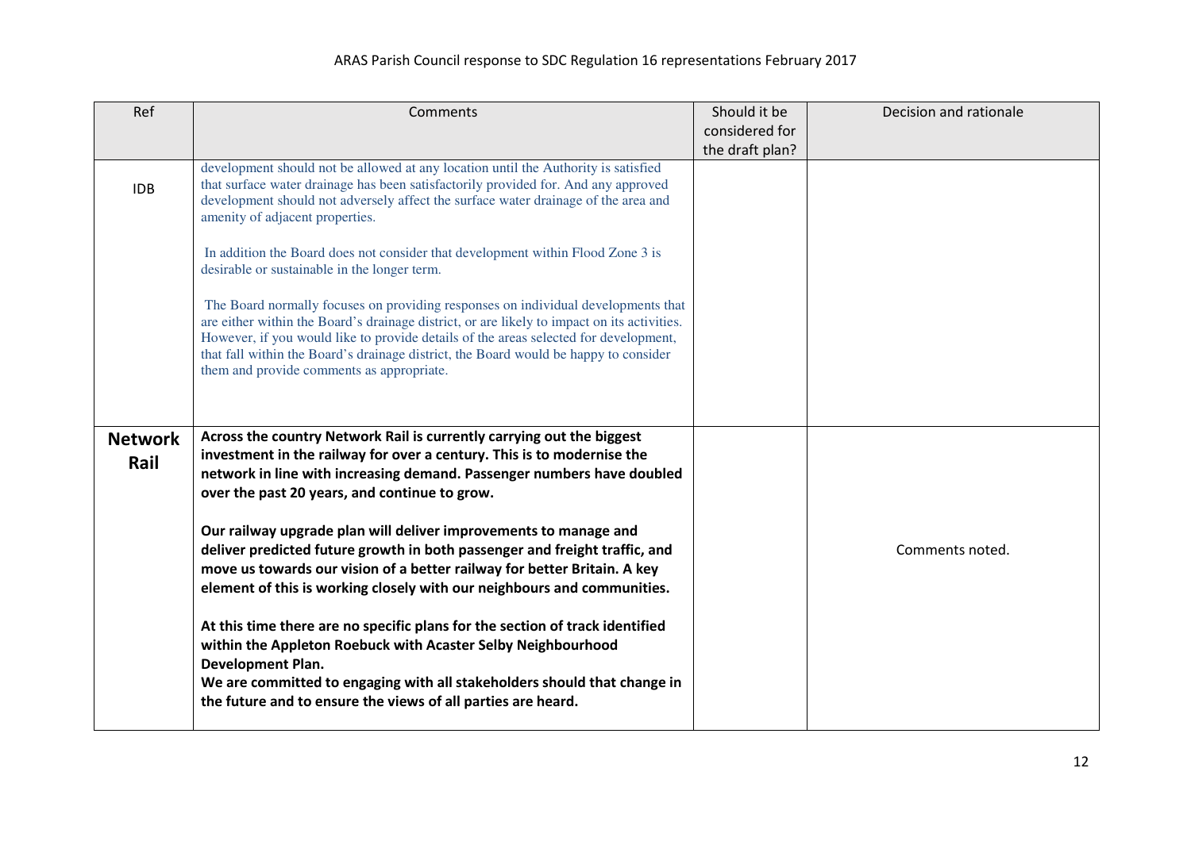| Ref | Comments | Should it be considered for the draft plan? | Decision and rationale |
| --- | --- | --- | --- |
| IDB | development should not be allowed at any location until the Authority is satisfied that surface water drainage has been satisfactorily provided for. And any approved development should not adversely affect the surface water drainage of the area and amenity of adjacent properties.<br><br>In addition the Board does not consider that development within Flood Zone 3 is desirable or sustainable in the longer term.<br><br>The Board normally focuses on providing responses on individual developments that are either within the Board's drainage district, or are likely to impact on its activities. However, if you would like to provide details of the areas selected for development, that fall within the Board's drainage district, the Board would be happy to consider them and provide comments as appropriate. | | |
| **Network Rail** | **Across the country Network Rail is currently carrying out the biggest investment in the railway for over a century. This is to modernise the network in line with increasing demand. Passenger numbers have doubled over the past 20 years, and continue to grow.**<br><br>**Our railway upgrade plan will deliver improvements to manage and deliver predicted future growth in both passenger and freight traffic, and move us towards our vision of a better railway for better Britain. A key element of this is working closely with our neighbours and communities.**<br><br>**At this time there are no specific plans for the section of track identified within the Appleton Roebuck with Acaster Selby Neighbourhood Development Plan.**<br>**We are committed to engaging with all stakeholders should that change in the future and to ensure the views of all parties are heard.** | | Comments noted. |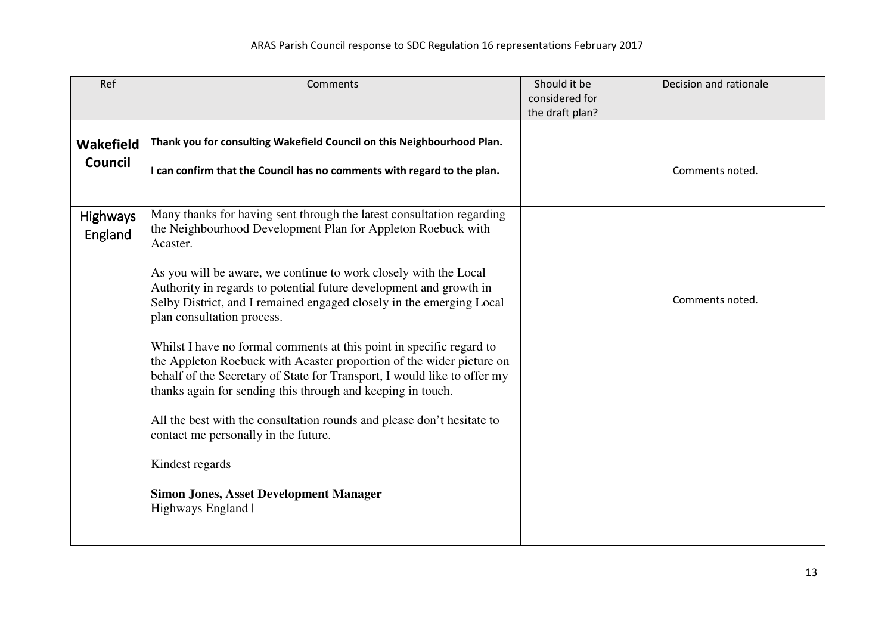ARAS Parish Council response to SDC Regulation 16 representations February 2017

| Ref | Comments | Should it be considered for the draft plan? | Decision and rationale |
|---|---|---|---|
| | | | |
| **Wakefield Council** | **Thank you for consulting Wakefield Council on this Neighbourhood Plan.**<br><br>**I can confirm that the Council has no comments with regard to the plan.** | | Comments noted. |
| Highways England | Many thanks for having sent through the latest consultation regarding the Neighbourhood Development Plan for Appleton Roebuck with Acaster.<br><br>As you will be aware, we continue to work closely with the Local Authority in regards to potential future development and growth in Selby District, and I remained engaged closely in the emerging Local plan consultation process.<br><br>Whilst I have no formal comments at this point in specific regard to the Appleton Roebuck with Acaster proportion of the wider picture on behalf of the Secretary of State for Transport, I would like to offer my thanks again for sending this through and keeping in touch.<br><br>All the best with the consultation rounds and please don't hesitate to contact me personally in the future.<br><br>Kindest regards<br><br>**Simon Jones, Asset Development Manager**<br>Highways England \| | | Comments noted. |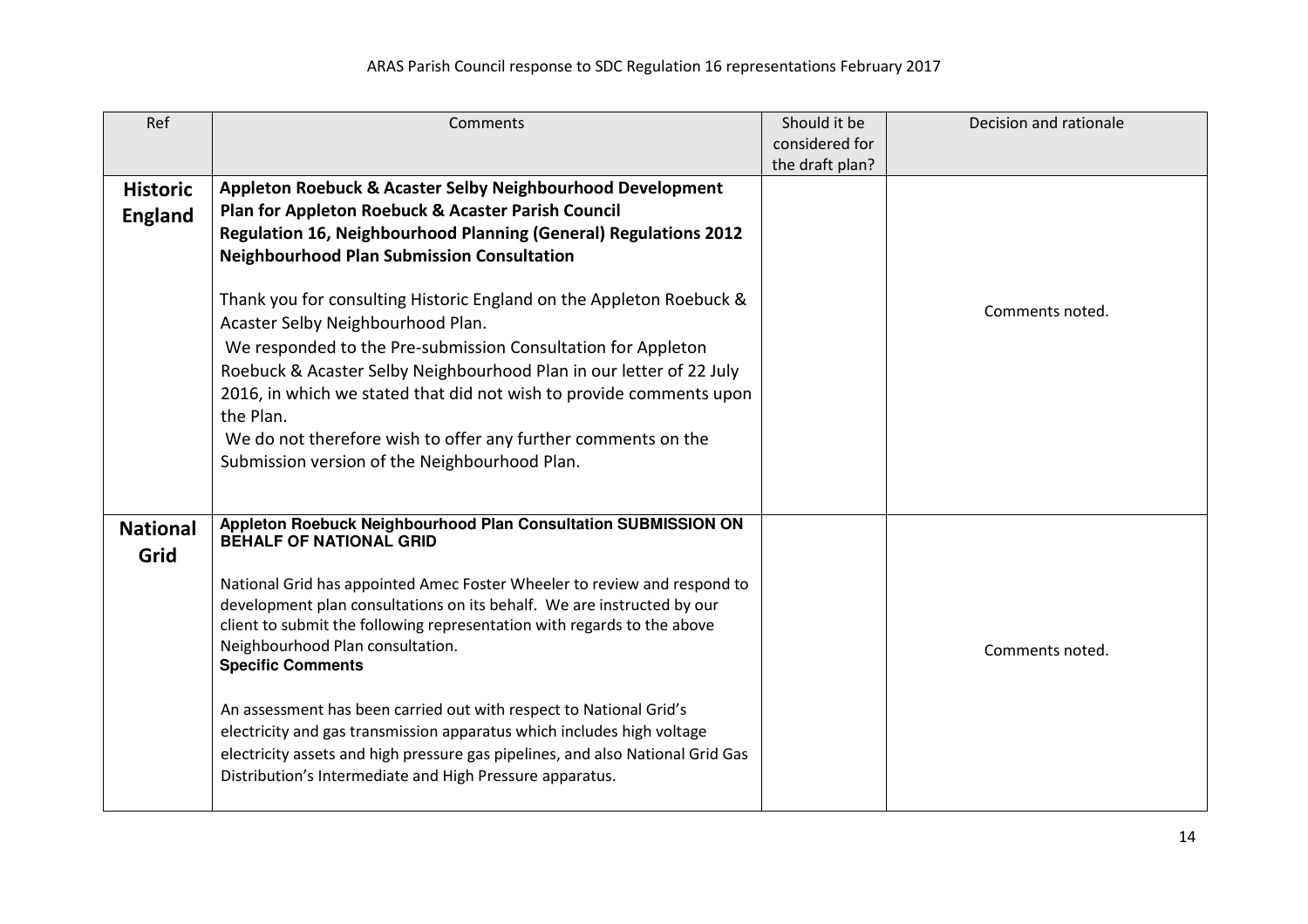ARAS Parish Council response to SDC Regulation 16 representations February 2017

| Ref | Comments | Should it be considered for the draft plan? | Decision and rationale |
|---|---|---|---|
| **Historic England** | **Appleton Roebuck & Acaster Selby Neighbourhood Development Plan for Appleton Roebuck & Acaster Parish Council**<br>**Regulation 16, Neighbourhood Planning (General) Regulations 2012**<br>**Neighbourhood Plan Submission Consultation**<br><br>Thank you for consulting Historic England on the Appleton Roebuck & Acaster Selby Neighbourhood Plan.<br>We responded to the Pre-submission Consultation for Appleton Roebuck & Acaster Selby Neighbourhood Plan in our letter of 22 July 2016, in which we stated that did not wish to provide comments upon the Plan.<br>We do not therefore wish to offer any further comments on the Submission version of the Neighbourhood Plan. | | Comments noted. |
| **National Grid** | **Appleton Roebuck Neighbourhood Plan Consultation SUBMISSION ON BEHALF OF NATIONAL GRID**<br><br>National Grid has appointed Amec Foster Wheeler to review and respond to development plan consultations on its behalf. We are instructed by our client to submit the following representation with regards to the above Neighbourhood Plan consultation.<br>**Specific Comments**<br><br>An assessment has been carried out with respect to National Grid's electricity and gas transmission apparatus which includes high voltage electricity assets and high pressure gas pipelines, and also National Grid Gas Distribution's Intermediate and High Pressure apparatus. | | Comments noted. |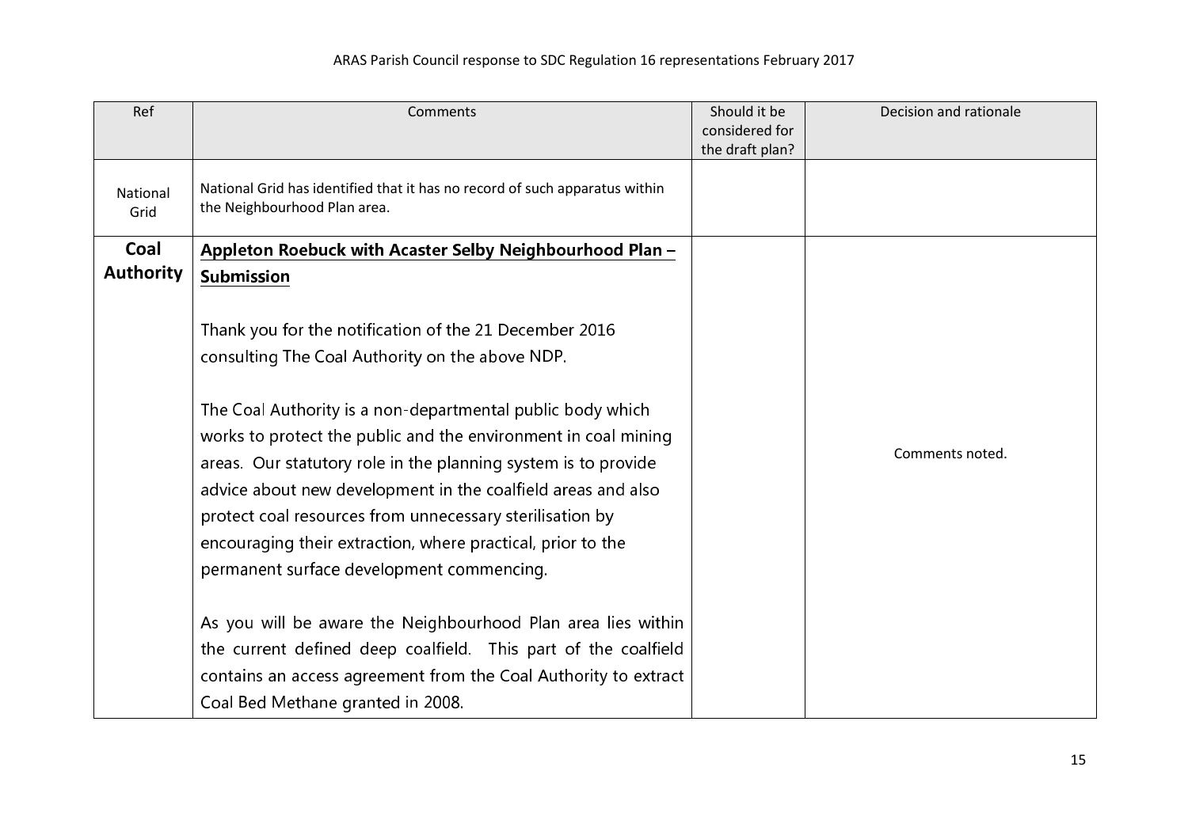ARAS Parish Council response to SDC Regulation 16 representations February 2017

| Ref | Comments | Should it be considered for the draft plan? | Decision and rationale |
|---|---|---|---|
| National Grid | National Grid has identified that it has no record of such apparatus within the Neighbourhood Plan area. | | |
| **Coal Authority** | **Appleton Roebuck with Acaster Selby Neighbourhood Plan – Submission**<br><br>Thank you for the notification of the 21 December 2016 consulting The Coal Authority on the above NDP.<br><br>The Coal Authority is a non-departmental public body which works to protect the public and the environment in coal mining areas. Our statutory role in the planning system is to provide advice about new development in the coalfield areas and also protect coal resources from unnecessary sterilisation by encouraging their extraction, where practical, prior to the permanent surface development commencing.<br><br>As you will be aware the Neighbourhood Plan area lies within the current defined deep coalfield. This part of the coalfield contains an access agreement from the Coal Authority to extract Coal Bed Methane granted in 2008. | | Comments noted. |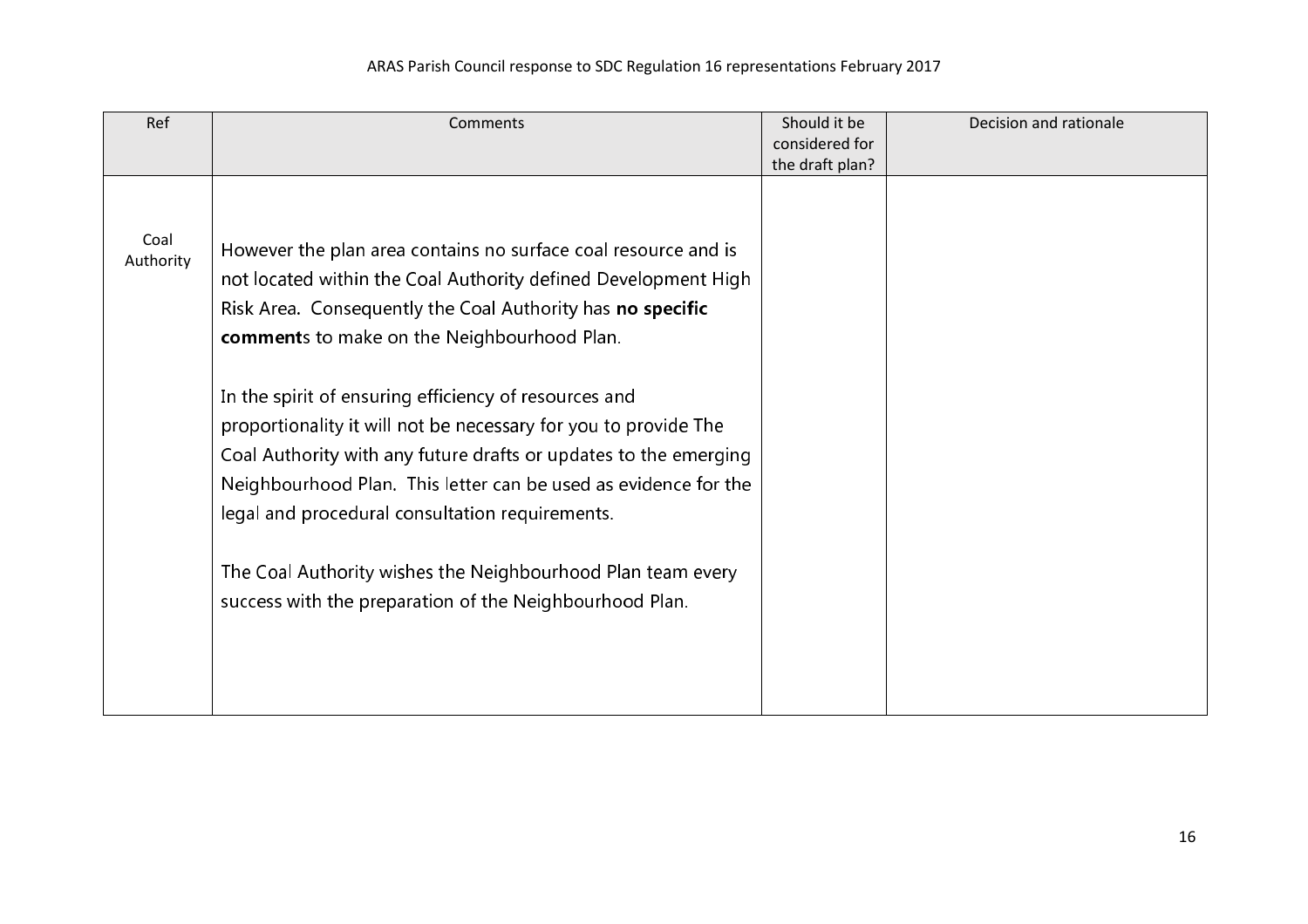| Ref | Comments | Should it be considered for the draft plan? | Decision and rationale |
|---|---|---|---|
| Coal Authority | However the plan area contains no surface coal resource and is not located within the Coal Authority defined Development High Risk Area. Consequently the Coal Authority has **no specific comment**s to make on the Neighbourhood Plan.<br><br>In the spirit of ensuring efficiency of resources and proportionality it will not be necessary for you to provide The Coal Authority with any future drafts or updates to the emerging Neighbourhood Plan. This letter can be used as evidence for the legal and procedural consultation requirements.<br><br>The Coal Authority wishes the Neighbourhood Plan team every success with the preparation of the Neighbourhood Plan. | | |